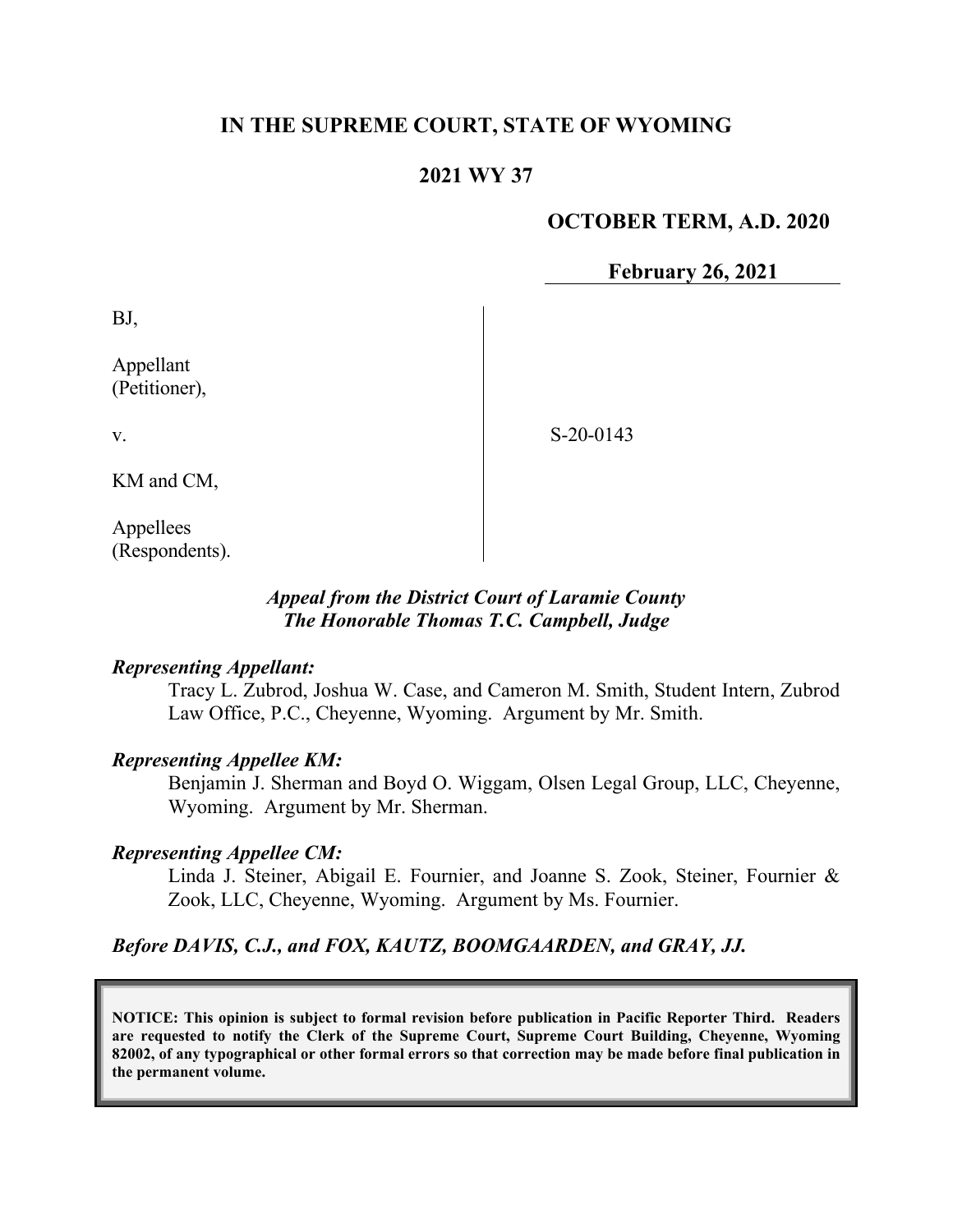# IN THE SUPREME COURT, STATE OF WYOMING

## 2021 WY 37

**OCTOBER TERM, A.D. 2020**

**February 26, 2021**

BJ,

Appellant
(Petitioner),

v.

KM and CM,

Appellees
(Respondents).

S-20-0143

***Appeal from the District Court of Laramie County***
***The Honorable Thomas T.C. Campbell, Judge***

***Representing Appellant:***

Tracy L. Zubrod, Joshua W. Case, and Cameron M. Smith, Student Intern, Zubrod Law Office, P.C., Cheyenne, Wyoming. Argument by Mr. Smith.

***Representing Appellee KM:***

Benjamin J. Sherman and Boyd O. Wiggam, Olsen Legal Group, LLC, Cheyenne, Wyoming. Argument by Mr. Sherman.

***Representing Appellee CM:***

Linda J. Steiner, Abigail E. Fournier, and Joanne S. Zook, Steiner, Fournier & Zook, LLC, Cheyenne, Wyoming. Argument by Ms. Fournier.

***Before DAVIS, C.J., and FOX, KAUTZ, BOOMGAARDEN, and GRAY, JJ.***

**NOTICE: This opinion is subject to formal revision before publication in Pacific Reporter Third. Readers are requested to notify the Clerk of the Supreme Court, Supreme Court Building, Cheyenne, Wyoming 82002, of any typographical or other formal errors so that correction may be made before final publication in the permanent volume.**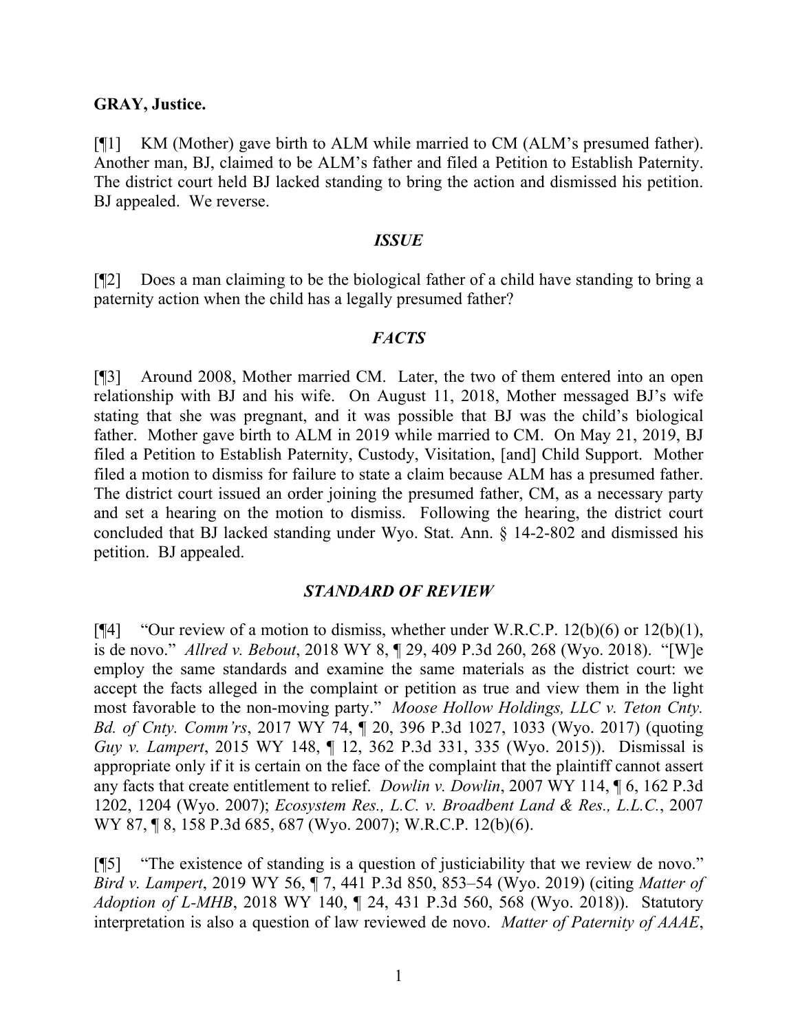**GRAY, Justice.**

[¶1] KM (Mother) gave birth to ALM while married to CM (ALM's presumed father). Another man, BJ, claimed to be ALM's father and filed a Petition to Establish Paternity. The district court held BJ lacked standing to bring the action and dismissed his petition. BJ appealed. We reverse.

### *ISSUE*

[¶2] Does a man claiming to be the biological father of a child have standing to bring a paternity action when the child has a legally presumed father?

### *FACTS*

[¶3] Around 2008, Mother married CM. Later, the two of them entered into an open relationship with BJ and his wife. On August 11, 2018, Mother messaged BJ's wife stating that she was pregnant, and it was possible that BJ was the child's biological father. Mother gave birth to ALM in 2019 while married to CM. On May 21, 2019, BJ filed a Petition to Establish Paternity, Custody, Visitation, [and] Child Support. Mother filed a motion to dismiss for failure to state a claim because ALM has a presumed father. The district court issued an order joining the presumed father, CM, as a necessary party and set a hearing on the motion to dismiss. Following the hearing, the district court concluded that BJ lacked standing under Wyo. Stat. Ann. § 14-2-802 and dismissed his petition. BJ appealed.

### *STANDARD OF REVIEW*

[¶4] "Our review of a motion to dismiss, whether under W.R.C.P. 12(b)(6) or 12(b)(1), is de novo." *Allred v. Bebout*, 2018 WY 8, ¶ 29, 409 P.3d 260, 268 (Wyo. 2018). "[W]e employ the same standards and examine the same materials as the district court: we accept the facts alleged in the complaint or petition as true and view them in the light most favorable to the non-moving party." *Moose Hollow Holdings, LLC v. Teton Cnty. Bd. of Cnty. Comm'rs*, 2017 WY 74, ¶ 20, 396 P.3d 1027, 1033 (Wyo. 2017) (quoting *Guy v. Lampert*, 2015 WY 148, ¶ 12, 362 P.3d 331, 335 (Wyo. 2015)). Dismissal is appropriate only if it is certain on the face of the complaint that the plaintiff cannot assert any facts that create entitlement to relief. *Dowlin v. Dowlin*, 2007 WY 114, ¶ 6, 162 P.3d 1202, 1204 (Wyo. 2007); *Ecosystem Res., L.C. v. Broadbent Land & Res., L.L.C.*, 2007 WY 87, ¶ 8, 158 P.3d 685, 687 (Wyo. 2007); W.R.C.P. 12(b)(6).

[¶5] "The existence of standing is a question of justiciability that we review de novo." *Bird v. Lampert*, 2019 WY 56, ¶ 7, 441 P.3d 850, 853–54 (Wyo. 2019) (citing *Matter of Adoption of L-MHB*, 2018 WY 140, ¶ 24, 431 P.3d 560, 568 (Wyo. 2018)). Statutory interpretation is also a question of law reviewed de novo. *Matter of Paternity of AAAE*,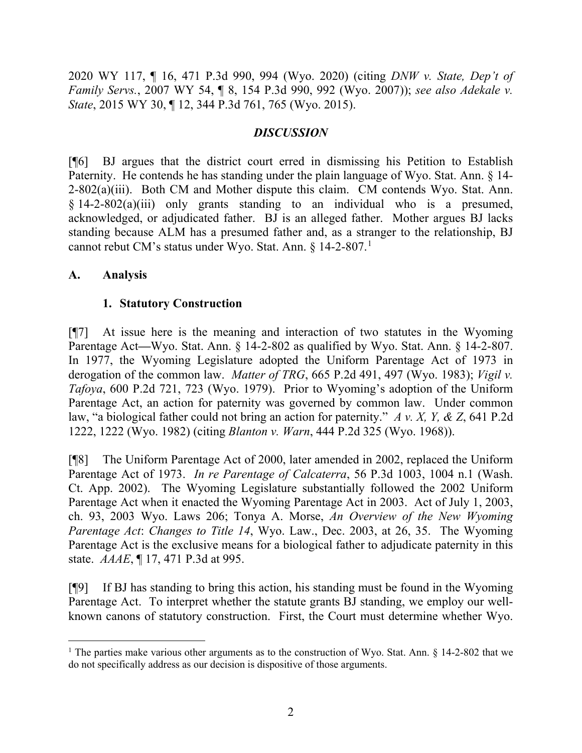2020 WY 117, ¶ 16, 471 P.3d 990, 994 (Wyo. 2020) (citing *DNW v. State, Dep't of Family Servs.*, 2007 WY 54, ¶ 8, 154 P.3d 990, 992 (Wyo. 2007)); *see also Adekale v. State*, 2015 WY 30, ¶ 12, 344 P.3d 761, 765 (Wyo. 2015).

## *DISCUSSION*

[¶6] BJ argues that the district court erred in dismissing his Petition to Establish Paternity. He contends he has standing under the plain language of Wyo. Stat. Ann. § 14-2-802(a)(iii). Both CM and Mother dispute this claim. CM contends Wyo. Stat. Ann. § 14-2-802(a)(iii) only grants standing to an individual who is a presumed, acknowledged, or adjudicated father. BJ is an alleged father. Mother argues BJ lacks standing because ALM has a presumed father and, as a stranger to the relationship, BJ cannot rebut CM's status under Wyo. Stat. Ann. § 14-2-807.[1]

### A. Analysis

#### 1. Statutory Construction

[¶7] At issue here is the meaning and interaction of two statutes in the Wyoming Parentage Act—Wyo. Stat. Ann. § 14-2-802 as qualified by Wyo. Stat. Ann. § 14-2-807. In 1977, the Wyoming Legislature adopted the Uniform Parentage Act of 1973 in derogation of the common law. *Matter of TRG*, 665 P.2d 491, 497 (Wyo. 1983); *Vigil v. Tafoya*, 600 P.2d 721, 723 (Wyo. 1979). Prior to Wyoming's adoption of the Uniform Parentage Act, an action for paternity was governed by common law. Under common law, "a biological father could not bring an action for paternity." *A v. X, Y, & Z*, 641 P.2d 1222, 1222 (Wyo. 1982) (citing *Blanton v. Warn*, 444 P.2d 325 (Wyo. 1968)).

[¶8] The Uniform Parentage Act of 2000, later amended in 2002, replaced the Uniform Parentage Act of 1973. *In re Parentage of Calcaterra*, 56 P.3d 1003, 1004 n.1 (Wash. Ct. App. 2002). The Wyoming Legislature substantially followed the 2002 Uniform Parentage Act when it enacted the Wyoming Parentage Act in 2003. Act of July 1, 2003, ch. 93, 2003 Wyo. Laws 206; Tonya A. Morse, *An Overview of the New Wyoming Parentage Act*: *Changes to Title 14*, Wyo. Law., Dec. 2003, at 26, 35. The Wyoming Parentage Act is the exclusive means for a biological father to adjudicate paternity in this state. *AAAE*, ¶ 17, 471 P.3d at 995.

[¶9] If BJ has standing to bring this action, his standing must be found in the Wyoming Parentage Act. To interpret whether the statute grants BJ standing, we employ our well-known canons of statutory construction. First, the Court must determine whether Wyo.

[1] The parties make various other arguments as to the construction of Wyo. Stat. Ann. § 14-2-802 that we do not specifically address as our decision is dispositive of those arguments.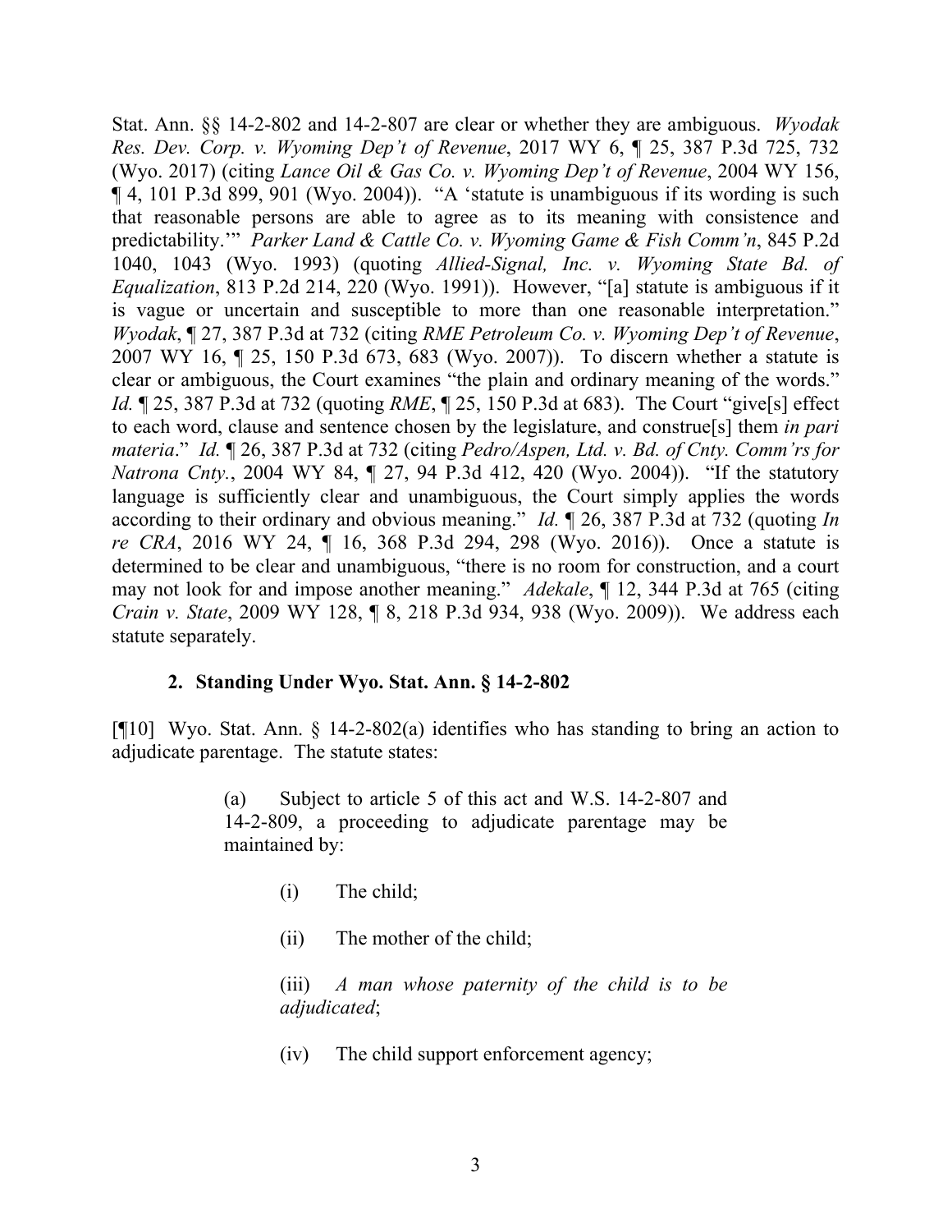Stat. Ann. §§ 14-2-802 and 14-2-807 are clear or whether they are ambiguous. *Wyodak Res. Dev. Corp. v. Wyoming Dep't of Revenue*, 2017 WY 6, ¶ 25, 387 P.3d 725, 732 (Wyo. 2017) (citing *Lance Oil & Gas Co. v. Wyoming Dep't of Revenue*, 2004 WY 156, ¶ 4, 101 P.3d 899, 901 (Wyo. 2004)). "A 'statute is unambiguous if its wording is such that reasonable persons are able to agree as to its meaning with consistence and predictability.'" *Parker Land & Cattle Co. v. Wyoming Game & Fish Comm'n*, 845 P.2d 1040, 1043 (Wyo. 1993) (quoting *Allied-Signal, Inc. v. Wyoming State Bd. of Equalization*, 813 P.2d 214, 220 (Wyo. 1991)). However, "[a] statute is ambiguous if it is vague or uncertain and susceptible to more than one reasonable interpretation." *Wyodak*, ¶ 27, 387 P.3d at 732 (citing *RME Petroleum Co. v. Wyoming Dep't of Revenue*, 2007 WY 16, ¶ 25, 150 P.3d 673, 683 (Wyo. 2007)). To discern whether a statute is clear or ambiguous, the Court examines "the plain and ordinary meaning of the words." *Id.* ¶ 25, 387 P.3d at 732 (quoting *RME*, ¶ 25, 150 P.3d at 683). The Court "give[s] effect to each word, clause and sentence chosen by the legislature, and construe[s] them *in pari materia*." *Id.* ¶ 26, 387 P.3d at 732 (citing *Pedro/Aspen, Ltd. v. Bd. of Cnty. Comm'rs for Natrona Cnty.*, 2004 WY 84, ¶ 27, 94 P.3d 412, 420 (Wyo. 2004)). "If the statutory language is sufficiently clear and unambiguous, the Court simply applies the words according to their ordinary and obvious meaning." *Id.* ¶ 26, 387 P.3d at 732 (quoting *In re CRA*, 2016 WY 24, ¶ 16, 368 P.3d 294, 298 (Wyo. 2016)). Once a statute is determined to be clear and unambiguous, "there is no room for construction, and a court may not look for and impose another meaning." *Adekale*, ¶ 12, 344 P.3d at 765 (citing *Crain v. State*, 2009 WY 128, ¶ 8, 218 P.3d 934, 938 (Wyo. 2009)). We address each statute separately.

### 2. Standing Under Wyo. Stat. Ann. § 14-2-802

[¶10] Wyo. Stat. Ann. § 14-2-802(a) identifies who has standing to bring an action to adjudicate parentage. The statute states:

> (a) Subject to article 5 of this act and W.S. 14-2-807 and 14-2-809, a proceeding to adjudicate parentage may be maintained by:
>
> (i) The child;
>
> (ii) The mother of the child;
>
> (iii) *A man whose paternity of the child is to be adjudicated*;
>
> (iv) The child support enforcement agency;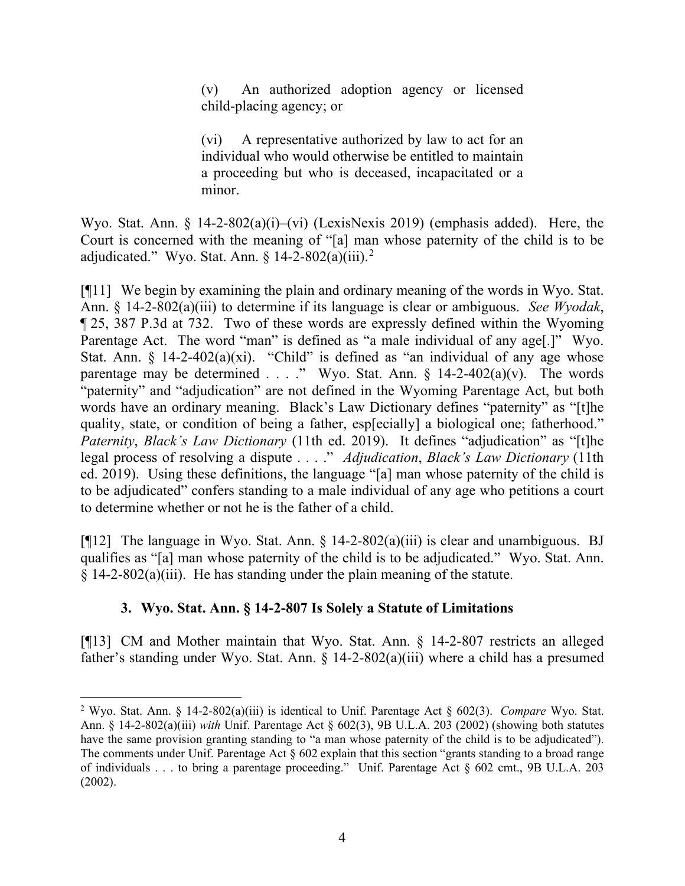> (v) An authorized adoption agency or licensed child-placing agency; or
>
> (vi) A representative authorized by law to act for an individual who would otherwise be entitled to maintain a proceeding but who is deceased, incapacitated or a minor.

Wyo. Stat. Ann. § 14-2-802(a)(i)–(vi) (LexisNexis 2019) (emphasis added). Here, the Court is concerned with the meaning of "[a] man whose paternity of the child is to be adjudicated." Wyo. Stat. Ann. § 14-2-802(a)(iii).[2]

[¶11] We begin by examining the plain and ordinary meaning of the words in Wyo. Stat. Ann. § 14-2-802(a)(iii) to determine if its language is clear or ambiguous. *See Wyodak*, ¶ 25, 387 P.3d at 732. Two of these words are expressly defined within the Wyoming Parentage Act. The word "man" is defined as "a male individual of any age[.]" Wyo. Stat. Ann. § 14-2-402(a)(xi). "Child" is defined as "an individual of any age whose parentage may be determined . . . ." Wyo. Stat. Ann. § 14-2-402(a)(v). The words "paternity" and "adjudication" are not defined in the Wyoming Parentage Act, but both words have an ordinary meaning. Black's Law Dictionary defines "paternity" as "[t]he quality, state, or condition of being a father, esp[ecially] a biological one; fatherhood." *Paternity*, *Black's Law Dictionary* (11th ed. 2019). It defines "adjudication" as "[t]he legal process of resolving a dispute . . . ." *Adjudication*, *Black's Law Dictionary* (11th ed. 2019). Using these definitions, the language "[a] man whose paternity of the child is to be adjudicated" confers standing to a male individual of any age who petitions a court to determine whether or not he is the father of a child.

[¶12] The language in Wyo. Stat. Ann. § 14-2-802(a)(iii) is clear and unambiguous. BJ qualifies as "[a] man whose paternity of the child is to be adjudicated." Wyo. Stat. Ann. § 14-2-802(a)(iii). He has standing under the plain meaning of the statute.

### 3. Wyo. Stat. Ann. § 14-2-807 Is Solely a Statute of Limitations

[¶13] CM and Mother maintain that Wyo. Stat. Ann. § 14-2-807 restricts an alleged father's standing under Wyo. Stat. Ann. § 14-2-802(a)(iii) where a child has a presumed

---

[2] Wyo. Stat. Ann. § 14-2-802(a)(iii) is identical to Unif. Parentage Act § 602(3). *Compare* Wyo. Stat. Ann. § 14-2-802(a)(iii) *with* Unif. Parentage Act § 602(3), 9B U.L.A. 203 (2002) (showing both statutes have the same provision granting standing to "a man whose paternity of the child is to be adjudicated"). The comments under Unif. Parentage Act § 602 explain that this section "grants standing to a broad range of individuals . . . to bring a parentage proceeding." Unif. Parentage Act § 602 cmt., 9B U.L.A. 203 (2002).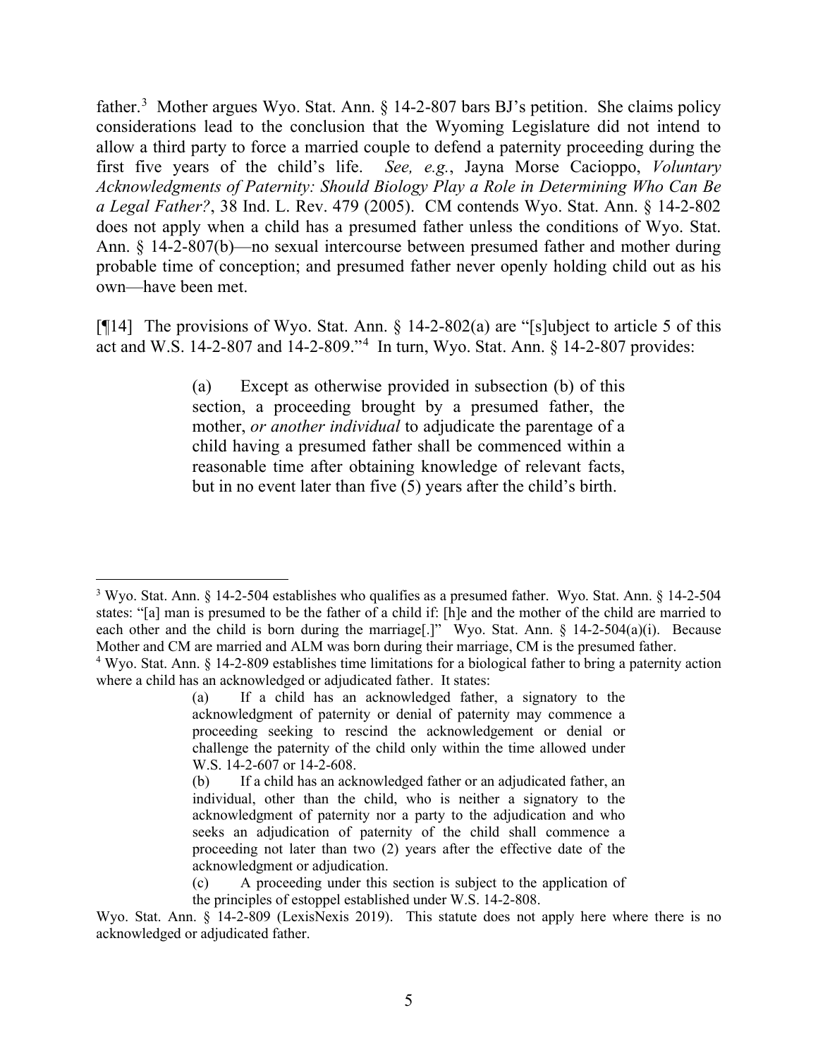father.[3] Mother argues Wyo. Stat. Ann. § 14-2-807 bars BJ's petition. She claims policy considerations lead to the conclusion that the Wyoming Legislature did not intend to allow a third party to force a married couple to defend a paternity proceeding during the first five years of the child's life. *See, e.g.*, Jayna Morse Cacioppo, *Voluntary Acknowledgments of Paternity: Should Biology Play a Role in Determining Who Can Be a Legal Father?*, 38 Ind. L. Rev. 479 (2005). CM contends Wyo. Stat. Ann. § 14-2-802 does not apply when a child has a presumed father unless the conditions of Wyo. Stat. Ann. § 14-2-807(b)—no sexual intercourse between presumed father and mother during probable time of conception; and presumed father never openly holding child out as his own—have been met.

[¶14] The provisions of Wyo. Stat. Ann. § 14-2-802(a) are "[s]ubject to article 5 of this act and W.S. 14-2-807 and 14-2-809."[4] In turn, Wyo. Stat. Ann. § 14-2-807 provides:

> (a) Except as otherwise provided in subsection (b) of this section, a proceeding brought by a presumed father, the mother, *or another individual* to adjudicate the parentage of a child having a presumed father shall be commenced within a reasonable time after obtaining knowledge of relevant facts, but in no event later than five (5) years after the child's birth.

---

[3] Wyo. Stat. Ann. § 14-2-504 establishes who qualifies as a presumed father. Wyo. Stat. Ann. § 14-2-504 states: "[a] man is presumed to be the father of a child if: [h]e and the mother of the child are married to each other and the child is born during the marriage[.]" Wyo. Stat. Ann. § 14-2-504(a)(i). Because Mother and CM are married and ALM was born during their marriage, CM is the presumed father.

[4] Wyo. Stat. Ann. § 14-2-809 establishes time limitations for a biological father to bring a paternity action where a child has an acknowledged or adjudicated father. It states:

> (a) If a child has an acknowledged father, a signatory to the acknowledgment of paternity or denial of paternity may commence a proceeding seeking to rescind the acknowledgement or denial or challenge the paternity of the child only within the time allowed under W.S. 14-2-607 or 14-2-608.
>
> (b) If a child has an acknowledged father or an adjudicated father, an individual, other than the child, who is neither a signatory to the acknowledgment of paternity nor a party to the adjudication and who seeks an adjudication of paternity of the child shall commence a proceeding not later than two (2) years after the effective date of the acknowledgment or adjudication.
>
> (c) A proceeding under this section is subject to the application of the principles of estoppel established under W.S. 14-2-808.

Wyo. Stat. Ann. § 14-2-809 (LexisNexis 2019). This statute does not apply here where there is no acknowledged or adjudicated father.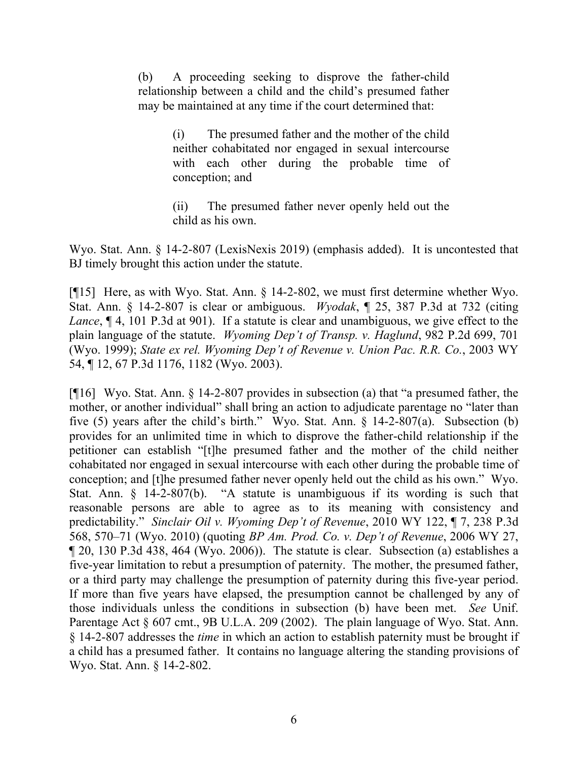> (b) A proceeding seeking to disprove the father-child relationship between a child and the child's presumed father may be maintained at any time if the court determined that:
>
> > (i) The presumed father and the mother of the child neither cohabitated nor engaged in sexual intercourse with each other during the probable time of conception; and
> >
> > (ii) The presumed father never openly held out the child as his own.

Wyo. Stat. Ann. § 14-2-807 (LexisNexis 2019) (emphasis added). It is uncontested that BJ timely brought this action under the statute.

[¶15] Here, as with Wyo. Stat. Ann. § 14-2-802, we must first determine whether Wyo. Stat. Ann. § 14-2-807 is clear or ambiguous. *Wyodak*, ¶ 25, 387 P.3d at 732 (citing *Lance*, ¶ 4, 101 P.3d at 901). If a statute is clear and unambiguous, we give effect to the plain language of the statute. *Wyoming Dep't of Transp. v. Haglund*, 982 P.2d 699, 701 (Wyo. 1999); *State ex rel. Wyoming Dep't of Revenue v. Union Pac. R.R. Co.*, 2003 WY 54, ¶ 12, 67 P.3d 1176, 1182 (Wyo. 2003).

[¶16] Wyo. Stat. Ann. § 14-2-807 provides in subsection (a) that "a presumed father, the mother, or another individual" shall bring an action to adjudicate parentage no "later than five (5) years after the child's birth." Wyo. Stat. Ann. § 14-2-807(a). Subsection (b) provides for an unlimited time in which to disprove the father-child relationship if the petitioner can establish "[t]he presumed father and the mother of the child neither cohabitated nor engaged in sexual intercourse with each other during the probable time of conception; and [t]he presumed father never openly held out the child as his own." Wyo. Stat. Ann. § 14-2-807(b). "A statute is unambiguous if its wording is such that reasonable persons are able to agree as to its meaning with consistency and predictability." *Sinclair Oil v. Wyoming Dep't of Revenue*, 2010 WY 122, ¶ 7, 238 P.3d 568, 570–71 (Wyo. 2010) (quoting *BP Am. Prod. Co. v. Dep't of Revenue*, 2006 WY 27, ¶ 20, 130 P.3d 438, 464 (Wyo. 2006)). The statute is clear. Subsection (a) establishes a five-year limitation to rebut a presumption of paternity. The mother, the presumed father, or a third party may challenge the presumption of paternity during this five-year period. If more than five years have elapsed, the presumption cannot be challenged by any of those individuals unless the conditions in subsection (b) have been met. *See* Unif. Parentage Act § 607 cmt., 9B U.L.A. 209 (2002). The plain language of Wyo. Stat. Ann. § 14-2-807 addresses the *time* in which an action to establish paternity must be brought if a child has a presumed father. It contains no language altering the standing provisions of Wyo. Stat. Ann. § 14-2-802.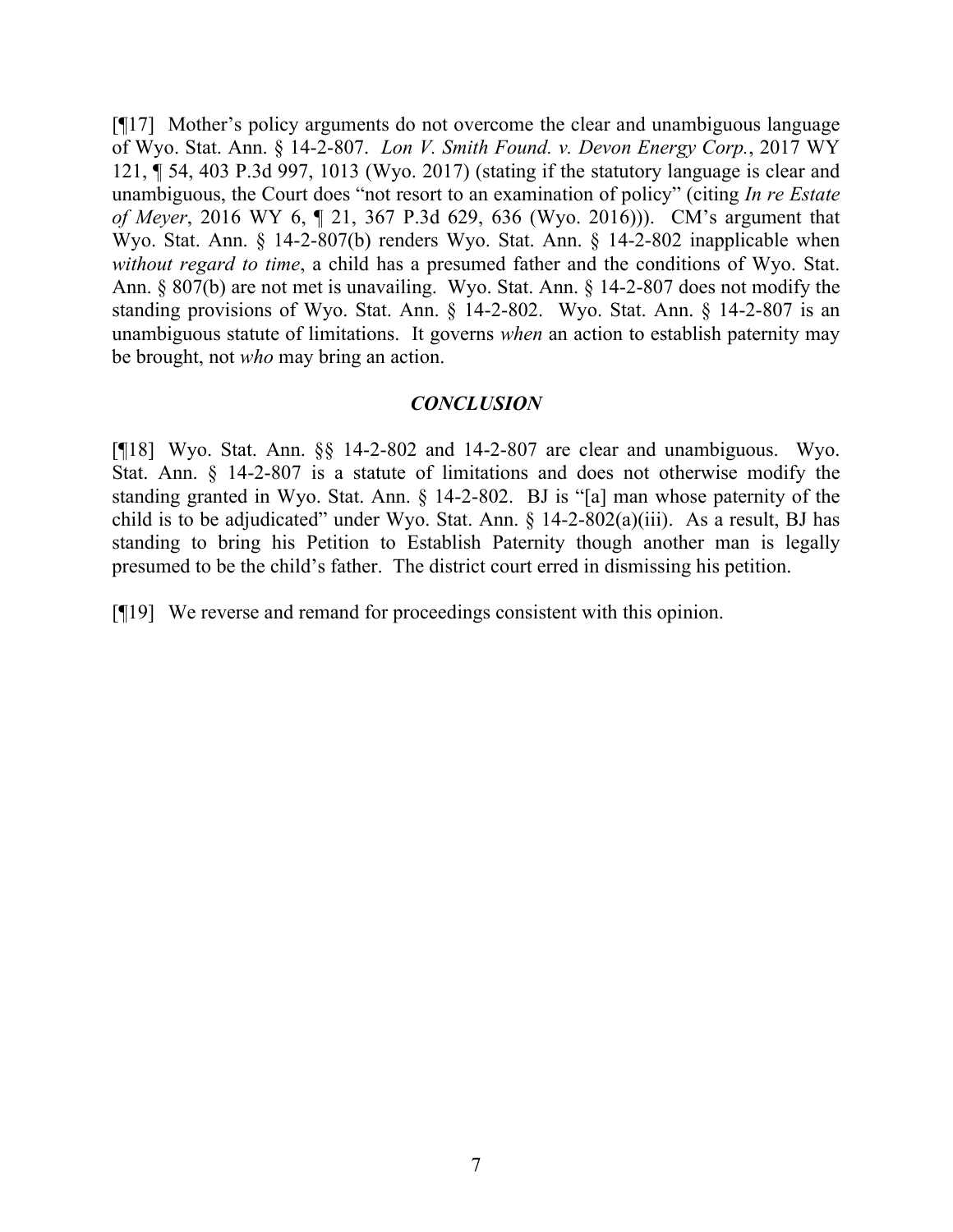[¶17] Mother's policy arguments do not overcome the clear and unambiguous language of Wyo. Stat. Ann. § 14-2-807. *Lon V. Smith Found. v. Devon Energy Corp.*, 2017 WY 121, ¶ 54, 403 P.3d 997, 1013 (Wyo. 2017) (stating if the statutory language is clear and unambiguous, the Court does "not resort to an examination of policy" (citing *In re Estate of Meyer*, 2016 WY 6, ¶ 21, 367 P.3d 629, 636 (Wyo. 2016))). CM's argument that Wyo. Stat. Ann. § 14-2-807(b) renders Wyo. Stat. Ann. § 14-2-802 inapplicable when *without regard to time*, a child has a presumed father and the conditions of Wyo. Stat. Ann. § 807(b) are not met is unavailing. Wyo. Stat. Ann. § 14-2-807 does not modify the standing provisions of Wyo. Stat. Ann. § 14-2-802. Wyo. Stat. Ann. § 14-2-807 is an unambiguous statute of limitations. It governs *when* an action to establish paternity may be brought, not *who* may bring an action.

## *CONCLUSION*

[¶18] Wyo. Stat. Ann. §§ 14-2-802 and 14-2-807 are clear and unambiguous. Wyo. Stat. Ann. § 14-2-807 is a statute of limitations and does not otherwise modify the standing granted in Wyo. Stat. Ann. § 14-2-802. BJ is "[a] man whose paternity of the child is to be adjudicated" under Wyo. Stat. Ann. § 14-2-802(a)(iii). As a result, BJ has standing to bring his Petition to Establish Paternity though another man is legally presumed to be the child's father. The district court erred in dismissing his petition.

[¶19] We reverse and remand for proceedings consistent with this opinion.